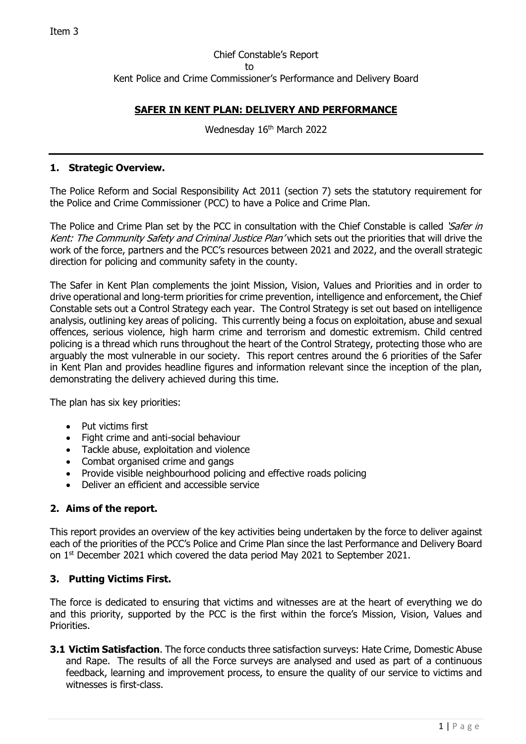Item 3

Chief Constable's Report
to
Kent Police and Crime Commissioner's Performance and Delivery Board

# SAFER IN KENT PLAN: DELIVERY AND PERFORMANCE

Wednesday 16th March 2022

---

## 1. Strategic Overview.

The Police Reform and Social Responsibility Act 2011 (section 7) sets the statutory requirement for the Police and Crime Commissioner (PCC) to have a Police and Crime Plan.

The Police and Crime Plan set by the PCC in consultation with the Chief Constable is called *'Safer in Kent: The Community Safety and Criminal Justice Plan'* which sets out the priorities that will drive the work of the force, partners and the PCC's resources between 2021 and 2022, and the overall strategic direction for policing and community safety in the county.

The Safer in Kent Plan complements the joint Mission, Vision, Values and Priorities and in order to drive operational and long-term priorities for crime prevention, intelligence and enforcement, the Chief Constable sets out a Control Strategy each year. The Control Strategy is set out based on intelligence analysis, outlining key areas of policing. This currently being a focus on exploitation, abuse and sexual offences, serious violence, high harm crime and terrorism and domestic extremism. Child centred policing is a thread which runs throughout the heart of the Control Strategy, protecting those who are arguably the most vulnerable in our society. This report centres around the 6 priorities of the Safer in Kent Plan and provides headline figures and information relevant since the inception of the plan, demonstrating the delivery achieved during this time.

The plan has six key priorities:

- Put victims first
- Fight crime and anti-social behaviour
- Tackle abuse, exploitation and violence
- Combat organised crime and gangs
- Provide visible neighbourhood policing and effective roads policing
- Deliver an efficient and accessible service

## 2. Aims of the report.

This report provides an overview of the key activities being undertaken by the force to deliver against each of the priorities of the PCC's Police and Crime Plan since the last Performance and Delivery Board on 1st December 2021 which covered the data period May 2021 to September 2021.

## 3. Putting Victims First.

The force is dedicated to ensuring that victims and witnesses are at the heart of everything we do and this priority, supported by the PCC is the first within the force's Mission, Vision, Values and Priorities.

**3.1 Victim Satisfaction**. The force conducts three satisfaction surveys: Hate Crime, Domestic Abuse and Rape. The results of all the Force surveys are analysed and used as part of a continuous feedback, learning and improvement process, to ensure the quality of our service to victims and witnesses is first-class.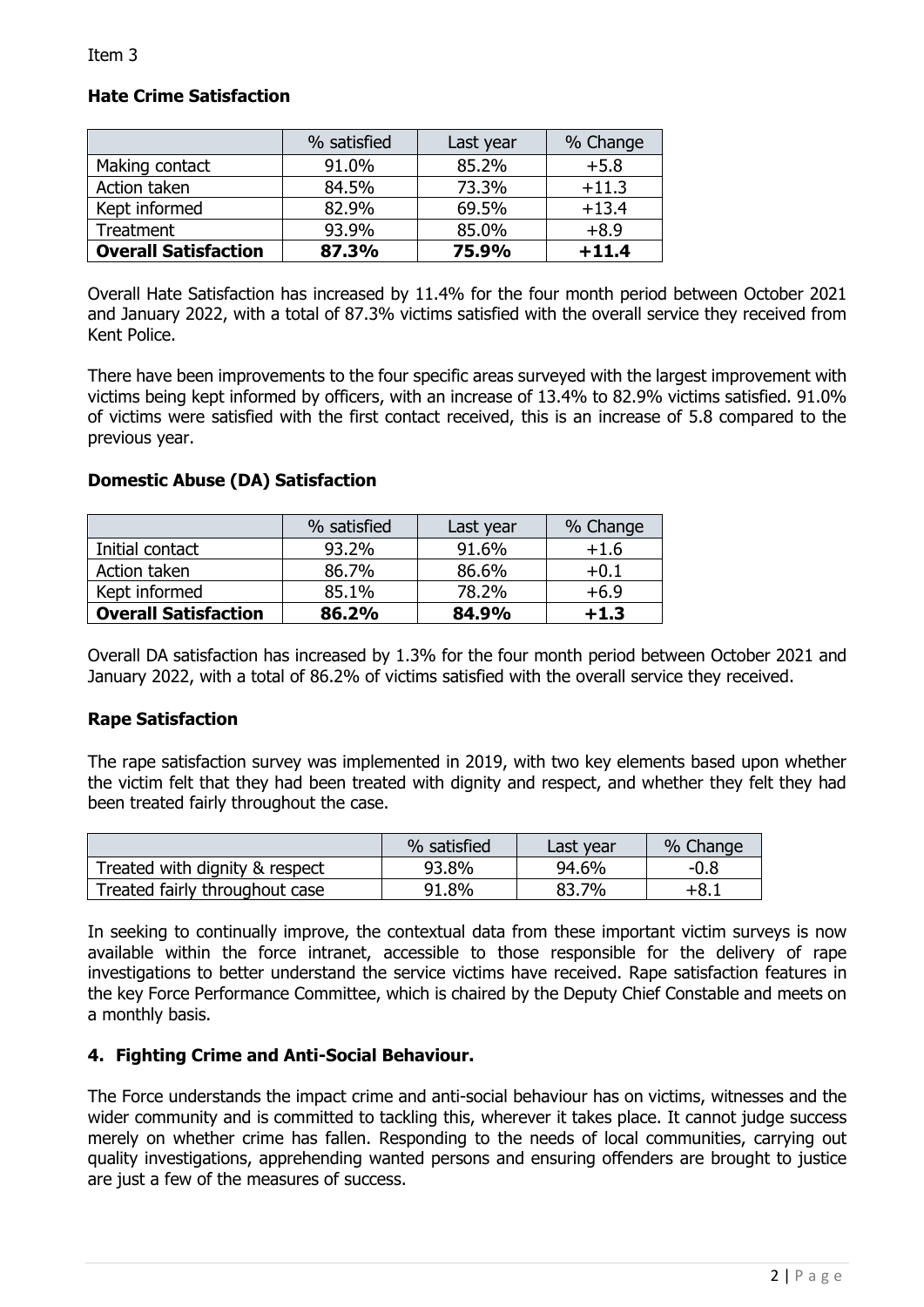Item 3

**Hate Crime Satisfaction**

| | % satisfied | Last year | % Change |
|---|---|---|---|
| Making contact | 91.0% | 85.2% | +5.8 |
| Action taken | 84.5% | 73.3% | +11.3 |
| Kept informed | 82.9% | 69.5% | +13.4 |
| Treatment | 93.9% | 85.0% | +8.9 |
| **Overall Satisfaction** | **87.3%** | **75.9%** | **+11.4** |

Overall Hate Satisfaction has increased by 11.4% for the four month period between October 2021 and January 2022, with a total of 87.3% victims satisfied with the overall service they received from Kent Police.

There have been improvements to the four specific areas surveyed with the largest improvement with victims being kept informed by officers, with an increase of 13.4% to 82.9% victims satisfied. 91.0% of victims were satisfied with the first contact received, this is an increase of 5.8 compared to the previous year.

**Domestic Abuse (DA) Satisfaction**

| | % satisfied | Last year | % Change |
|---|---|---|---|
| Initial contact | 93.2% | 91.6% | +1.6 |
| Action taken | 86.7% | 86.6% | +0.1 |
| Kept informed | 85.1% | 78.2% | +6.9 |
| **Overall Satisfaction** | **86.2%** | **84.9%** | **+1.3** |

Overall DA satisfaction has increased by 1.3% for the four month period between October 2021 and January 2022, with a total of 86.2% of victims satisfied with the overall service they received.

**Rape Satisfaction**

The rape satisfaction survey was implemented in 2019, with two key elements based upon whether the victim felt that they had been treated with dignity and respect, and whether they felt they had been treated fairly throughout the case.

| | % satisfied | Last year | % Change |
|---|---|---|---|
| Treated with dignity & respect | 93.8% | 94.6% | -0.8 |
| Treated fairly throughout case | 91.8% | 83.7% | +8.1 |

In seeking to continually improve, the contextual data from these important victim surveys is now available within the force intranet, accessible to those responsible for the delivery of rape investigations to better understand the service victims have received. Rape satisfaction features in the key Force Performance Committee, which is chaired by the Deputy Chief Constable and meets on a monthly basis.

## 4. Fighting Crime and Anti-Social Behaviour.

The Force understands the impact crime and anti-social behaviour has on victims, witnesses and the wider community and is committed to tackling this, wherever it takes place. It cannot judge success merely on whether crime has fallen. Responding to the needs of local communities, carrying out quality investigations, apprehending wanted persons and ensuring offenders are brought to justice are just a few of the measures of success.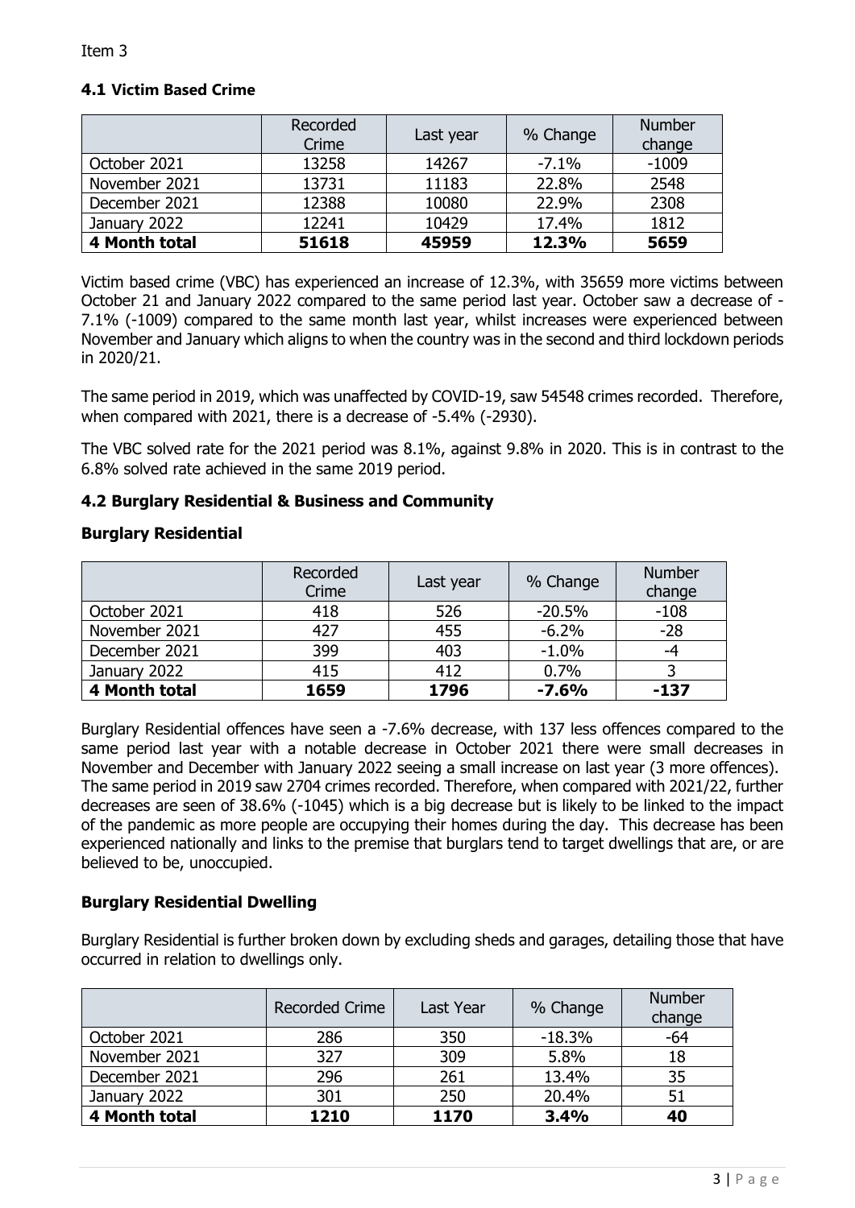Item 3

### 4.1 Victim Based Crime

| | Recorded Crime | Last year | % Change | Number change |
|---|---|---|---|---|
| October 2021 | 13258 | 14267 | -7.1% | -1009 |
| November 2021 | 13731 | 11183 | 22.8% | 2548 |
| December 2021 | 12388 | 10080 | 22.9% | 2308 |
| January 2022 | 12241 | 10429 | 17.4% | 1812 |
| **4 Month total** | **51618** | **45959** | **12.3%** | **5659** |

Victim based crime (VBC) has experienced an increase of 12.3%, with 35659 more victims between October 21 and January 2022 compared to the same period last year. October saw a decrease of -7.1% (-1009) compared to the same month last year, whilst increases were experienced between November and January which aligns to when the country was in the second and third lockdown periods in 2020/21.

The same period in 2019, which was unaffected by COVID-19, saw 54548 crimes recorded. Therefore, when compared with 2021, there is a decrease of -5.4% (-2930).

The VBC solved rate for the 2021 period was 8.1%, against 9.8% in 2020. This is in contrast to the 6.8% solved rate achieved in the same 2019 period.

### 4.2 Burglary Residential & Business and Community

#### Burglary Residential

| | Recorded Crime | Last year | % Change | Number change |
|---|---|---|---|---|
| October 2021 | 418 | 526 | -20.5% | -108 |
| November 2021 | 427 | 455 | -6.2% | -28 |
| December 2021 | 399 | 403 | -1.0% | -4 |
| January 2022 | 415 | 412 | 0.7% | 3 |
| **4 Month total** | **1659** | **1796** | **-7.6%** | **-137** |

Burglary Residential offences have seen a -7.6% decrease, with 137 less offences compared to the same period last year with a notable decrease in October 2021 there were small decreases in November and December with January 2022 seeing a small increase on last year (3 more offences). The same period in 2019 saw 2704 crimes recorded. Therefore, when compared with 2021/22, further decreases are seen of 38.6% (-1045) which is a big decrease but is likely to be linked to the impact of the pandemic as more people are occupying their homes during the day. This decrease has been experienced nationally and links to the premise that burglars tend to target dwellings that are, or are believed to be, unoccupied.

#### Burglary Residential Dwelling

Burglary Residential is further broken down by excluding sheds and garages, detailing those that have occurred in relation to dwellings only.

| | Recorded Crime | Last Year | % Change | Number change |
|---|---|---|---|---|
| October 2021 | 286 | 350 | -18.3% | -64 |
| November 2021 | 327 | 309 | 5.8% | 18 |
| December 2021 | 296 | 261 | 13.4% | 35 |
| January 2022 | 301 | 250 | 20.4% | 51 |
| **4 Month total** | **1210** | **1170** | **3.4%** | **40** |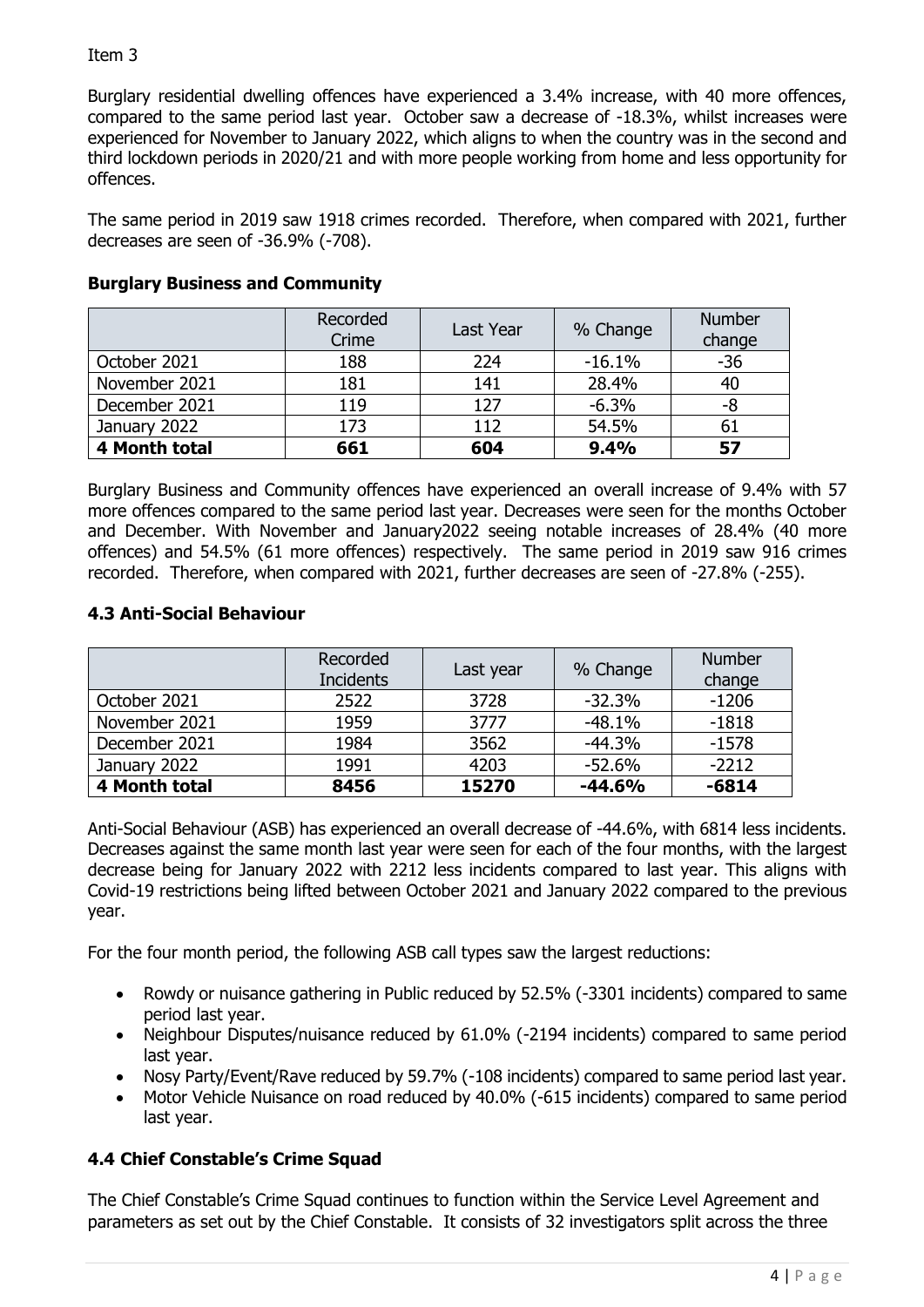Item 3

Burglary residential dwelling offences have experienced a 3.4% increase, with 40 more offences, compared to the same period last year. October saw a decrease of -18.3%, whilst increases were experienced for November to January 2022, which aligns to when the country was in the second and third lockdown periods in 2020/21 and with more people working from home and less opportunity for offences.

The same period in 2019 saw 1918 crimes recorded. Therefore, when compared with 2021, further decreases are seen of -36.9% (-708).

**Burglary Business and Community**

| | Recorded Crime | Last Year | % Change | Number change |
|---|---|---|---|---|
| October 2021 | 188 | 224 | -16.1% | -36 |
| November 2021 | 181 | 141 | 28.4% | 40 |
| December 2021 | 119 | 127 | -6.3% | -8 |
| January 2022 | 173 | 112 | 54.5% | 61 |
| **4 Month total** | **661** | **604** | **9.4%** | **57** |

Burglary Business and Community offences have experienced an overall increase of 9.4% with 57 more offences compared to the same period last year. Decreases were seen for the months October and December. With November and January2022 seeing notable increases of 28.4% (40 more offences) and 54.5% (61 more offences) respectively. The same period in 2019 saw 916 crimes recorded. Therefore, when compared with 2021, further decreases are seen of -27.8% (-255).

### 4.3 Anti-Social Behaviour

| | Recorded Incidents | Last year | % Change | Number change |
|---|---|---|---|---|
| October 2021 | 2522 | 3728 | -32.3% | -1206 |
| November 2021 | 1959 | 3777 | -48.1% | -1818 |
| December 2021 | 1984 | 3562 | -44.3% | -1578 |
| January 2022 | 1991 | 4203 | -52.6% | -2212 |
| **4 Month total** | **8456** | **15270** | **-44.6%** | **-6814** |

Anti-Social Behaviour (ASB) has experienced an overall decrease of -44.6%, with 6814 less incidents. Decreases against the same month last year were seen for each of the four months, with the largest decrease being for January 2022 with 2212 less incidents compared to last year. This aligns with Covid-19 restrictions being lifted between October 2021 and January 2022 compared to the previous year.

For the four month period, the following ASB call types saw the largest reductions:

- Rowdy or nuisance gathering in Public reduced by 52.5% (-3301 incidents) compared to same period last year.
- Neighbour Disputes/nuisance reduced by 61.0% (-2194 incidents) compared to same period last year.
- Nosy Party/Event/Rave reduced by 59.7% (-108 incidents) compared to same period last year.
- Motor Vehicle Nuisance on road reduced by 40.0% (-615 incidents) compared to same period last year.

### 4.4 Chief Constable's Crime Squad

The Chief Constable's Crime Squad continues to function within the Service Level Agreement and parameters as set out by the Chief Constable. It consists of 32 investigators split across the three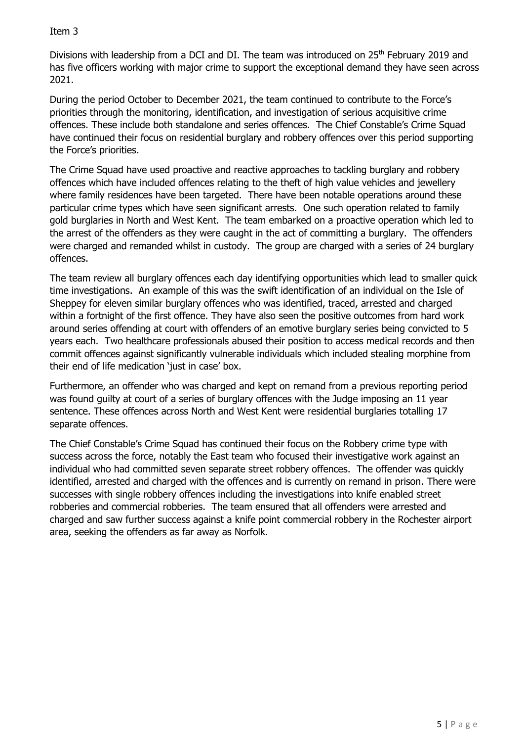Divisions with leadership from a DCI and DI. The team was introduced on 25th February 2019 and has five officers working with major crime to support the exceptional demand they have seen across 2021.

During the period October to December 2021, the team continued to contribute to the Force's priorities through the monitoring, identification, and investigation of serious acquisitive crime offences. These include both standalone and series offences. The Chief Constable's Crime Squad have continued their focus on residential burglary and robbery offences over this period supporting the Force's priorities.

The Crime Squad have used proactive and reactive approaches to tackling burglary and robbery offences which have included offences relating to the theft of high value vehicles and jewellery where family residences have been targeted. There have been notable operations around these particular crime types which have seen significant arrests. One such operation related to family gold burglaries in North and West Kent. The team embarked on a proactive operation which led to the arrest of the offenders as they were caught in the act of committing a burglary. The offenders were charged and remanded whilst in custody. The group are charged with a series of 24 burglary offences.

The team review all burglary offences each day identifying opportunities which lead to smaller quick time investigations. An example of this was the swift identification of an individual on the Isle of Sheppey for eleven similar burglary offences who was identified, traced, arrested and charged within a fortnight of the first offence. They have also seen the positive outcomes from hard work around series offending at court with offenders of an emotive burglary series being convicted to 5 years each. Two healthcare professionals abused their position to access medical records and then commit offences against significantly vulnerable individuals which included stealing morphine from their end of life medication 'just in case' box.

Furthermore, an offender who was charged and kept on remand from a previous reporting period was found guilty at court of a series of burglary offences with the Judge imposing an 11 year sentence. These offences across North and West Kent were residential burglaries totalling 17 separate offences.

The Chief Constable's Crime Squad has continued their focus on the Robbery crime type with success across the force, notably the East team who focused their investigative work against an individual who had committed seven separate street robbery offences. The offender was quickly identified, arrested and charged with the offences and is currently on remand in prison. There were successes with single robbery offences including the investigations into knife enabled street robberies and commercial robberies. The team ensured that all offenders were arrested and charged and saw further success against a knife point commercial robbery in the Rochester airport area, seeking the offenders as far away as Norfolk.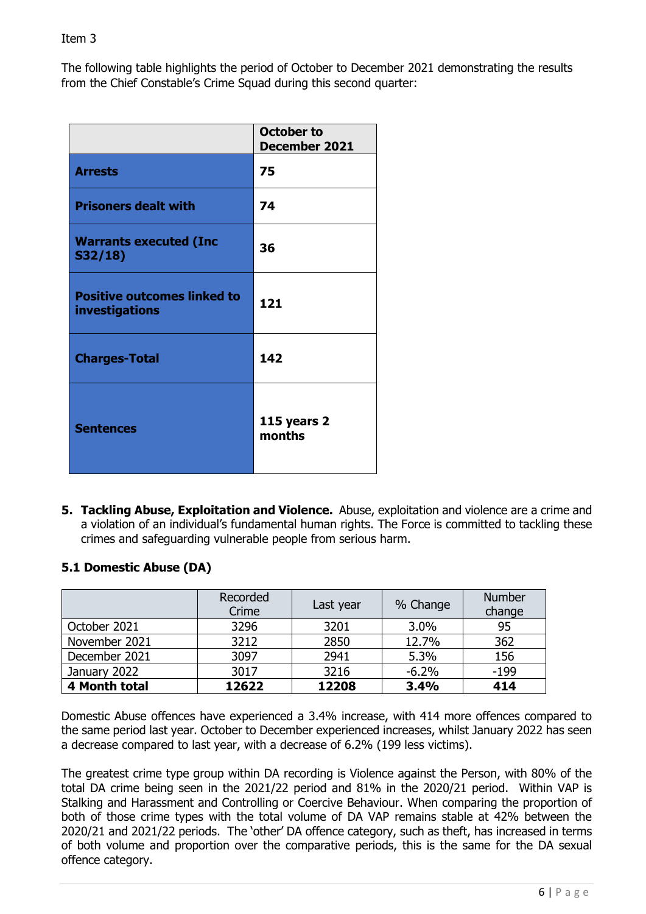Item 3

The following table highlights the period of October to December 2021 demonstrating the results from the Chief Constable's Crime Squad during this second quarter:

| | **October to December 2021** |
|---|---|
| **Arrests** | **75** |
| **Prisoners dealt with** | **74** |
| **Warrants executed (Inc S32/18)** | **36** |
| **Positive outcomes linked to investigations** | **121** |
| **Charges-Total** | **142** |
| **Sentences** | **115 years 2 months** |

5. **Tackling Abuse, Exploitation and Violence.** Abuse, exploitation and violence are a crime and a violation of an individual's fundamental human rights. The Force is committed to tackling these crimes and safeguarding vulnerable people from serious harm.

### 5.1 Domestic Abuse (DA)

| | Recorded Crime | Last year | % Change | Number change |
|---|---|---|---|---|
| October 2021 | 3296 | 3201 | 3.0% | 95 |
| November 2021 | 3212 | 2850 | 12.7% | 362 |
| December 2021 | 3097 | 2941 | 5.3% | 156 |
| January 2022 | 3017 | 3216 | -6.2% | -199 |
| **4 Month total** | **12622** | **12208** | **3.4%** | **414** |

Domestic Abuse offences have experienced a 3.4% increase, with 414 more offences compared to the same period last year. October to December experienced increases, whilst January 2022 has seen a decrease compared to last year, with a decrease of 6.2% (199 less victims).

The greatest crime type group within DA recording is Violence against the Person, with 80% of the total DA crime being seen in the 2021/22 period and 81% in the 2020/21 period. Within VAP is Stalking and Harassment and Controlling or Coercive Behaviour. When comparing the proportion of both of those crime types with the total volume of DA VAP remains stable at 42% between the 2020/21 and 2021/22 periods. The 'other' DA offence category, such as theft, has increased in terms of both volume and proportion over the comparative periods, this is the same for the DA sexual offence category.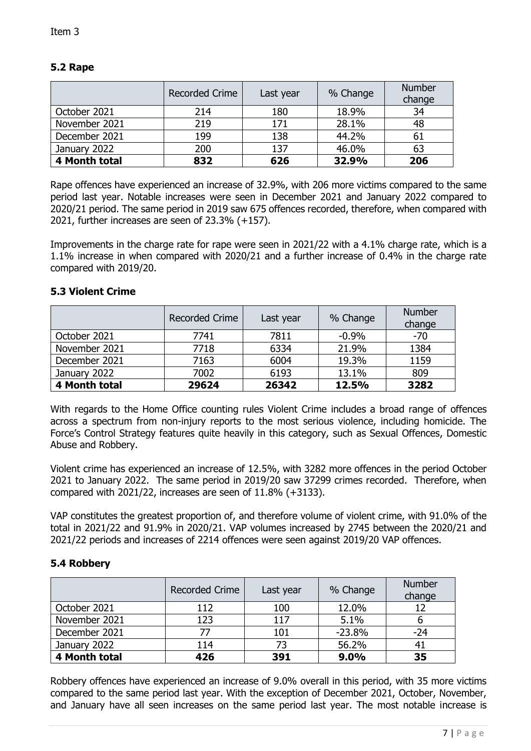Item 3

### 5.2 Rape

| | Recorded Crime | Last year | % Change | Number change |
|---|---|---|---|---|
| October 2021 | 214 | 180 | 18.9% | 34 |
| November 2021 | 219 | 171 | 28.1% | 48 |
| December 2021 | 199 | 138 | 44.2% | 61 |
| January 2022 | 200 | 137 | 46.0% | 63 |
| **4 Month total** | **832** | **626** | **32.9%** | **206** |

Rape offences have experienced an increase of 32.9%, with 206 more victims compared to the same period last year. Notable increases were seen in December 2021 and January 2022 compared to 2020/21 period. The same period in 2019 saw 675 offences recorded, therefore, when compared with 2021, further increases are seen of 23.3% (+157).

Improvements in the charge rate for rape were seen in 2021/22 with a 4.1% charge rate, which is a 1.1% increase in when compared with 2020/21 and a further increase of 0.4% in the charge rate compared with 2019/20.

### 5.3 Violent Crime

| | Recorded Crime | Last year | % Change | Number change |
|---|---|---|---|---|
| October 2021 | 7741 | 7811 | -0.9% | -70 |
| November 2021 | 7718 | 6334 | 21.9% | 1384 |
| December 2021 | 7163 | 6004 | 19.3% | 1159 |
| January 2022 | 7002 | 6193 | 13.1% | 809 |
| **4 Month total** | **29624** | **26342** | **12.5%** | **3282** |

With regards to the Home Office counting rules Violent Crime includes a broad range of offences across a spectrum from non-injury reports to the most serious violence, including homicide. The Force's Control Strategy features quite heavily in this category, such as Sexual Offences, Domestic Abuse and Robbery.

Violent crime has experienced an increase of 12.5%, with 3282 more offences in the period October 2021 to January 2022. The same period in 2019/20 saw 37299 crimes recorded. Therefore, when compared with 2021/22, increases are seen of 11.8% (+3133).

VAP constitutes the greatest proportion of, and therefore volume of violent crime, with 91.0% of the total in 2021/22 and 91.9% in 2020/21. VAP volumes increased by 2745 between the 2020/21 and 2021/22 periods and increases of 2214 offences were seen against 2019/20 VAP offences.

### 5.4 Robbery

| | Recorded Crime | Last year | % Change | Number change |
|---|---|---|---|---|
| October 2021 | 112 | 100 | 12.0% | 12 |
| November 2021 | 123 | 117 | 5.1% | 6 |
| December 2021 | 77 | 101 | -23.8% | -24 |
| January 2022 | 114 | 73 | 56.2% | 41 |
| **4 Month total** | **426** | **391** | **9.0%** | **35** |

Robbery offences have experienced an increase of 9.0% overall in this period, with 35 more victims compared to the same period last year. With the exception of December 2021, October, November, and January have all seen increases on the same period last year. The most notable increase is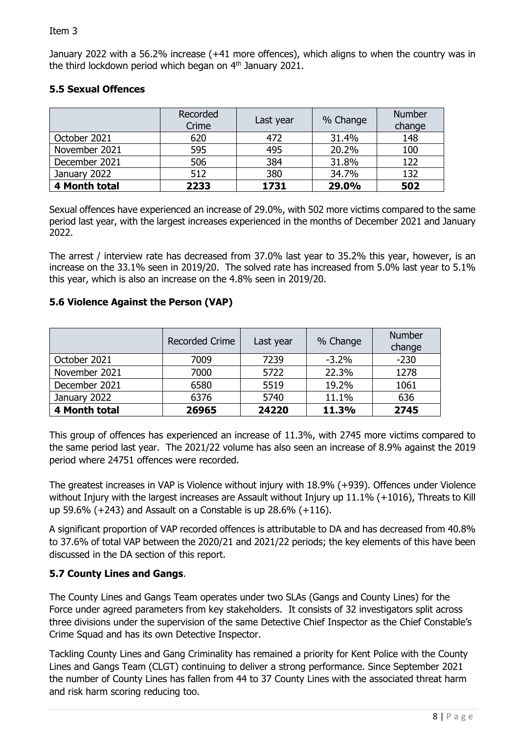January 2022 with a 56.2% increase (+41 more offences), which aligns to when the country was in the third lockdown period which began on 4th January 2021.

### 5.5 Sexual Offences

| | Recorded Crime | Last year | % Change | Number change |
|---|---|---|---|---|
| October 2021 | 620 | 472 | 31.4% | 148 |
| November 2021 | 595 | 495 | 20.2% | 100 |
| December 2021 | 506 | 384 | 31.8% | 122 |
| January 2022 | 512 | 380 | 34.7% | 132 |
| **4 Month total** | **2233** | **1731** | **29.0%** | **502** |

Sexual offences have experienced an increase of 29.0%, with 502 more victims compared to the same period last year, with the largest increases experienced in the months of December 2021 and January 2022.

The arrest / interview rate has decreased from 37.0% last year to 35.2% this year, however, is an increase on the 33.1% seen in 2019/20. The solved rate has increased from 5.0% last year to 5.1% this year, which is also an increase on the 4.8% seen in 2019/20.

### 5.6 Violence Against the Person (VAP)

| | Recorded Crime | Last year | % Change | Number change |
|---|---|---|---|---|
| October 2021 | 7009 | 7239 | -3.2% | -230 |
| November 2021 | 7000 | 5722 | 22.3% | 1278 |
| December 2021 | 6580 | 5519 | 19.2% | 1061 |
| January 2022 | 6376 | 5740 | 11.1% | 636 |
| **4 Month total** | **26965** | **24220** | **11.3%** | **2745** |

This group of offences has experienced an increase of 11.3%, with 2745 more victims compared to the same period last year. The 2021/22 volume has also seen an increase of 8.9% against the 2019 period where 24751 offences were recorded.

The greatest increases in VAP is Violence without injury with 18.9% (+939). Offences under Violence without Injury with the largest increases are Assault without Injury up 11.1% (+1016), Threats to Kill up 59.6% (+243) and Assault on a Constable is up 28.6% (+116).

A significant proportion of VAP recorded offences is attributable to DA and has decreased from 40.8% to 37.6% of total VAP between the 2020/21 and 2021/22 periods; the key elements of this have been discussed in the DA section of this report.

### 5.7 County Lines and Gangs.

The County Lines and Gangs Team operates under two SLAs (Gangs and County Lines) for the Force under agreed parameters from key stakeholders. It consists of 32 investigators split across three divisions under the supervision of the same Detective Chief Inspector as the Chief Constable's Crime Squad and has its own Detective Inspector.

Tackling County Lines and Gang Criminality has remained a priority for Kent Police with the County Lines and Gangs Team (CLGT) continuing to deliver a strong performance. Since September 2021 the number of County Lines has fallen from 44 to 37 County Lines with the associated threat harm and risk harm scoring reducing too.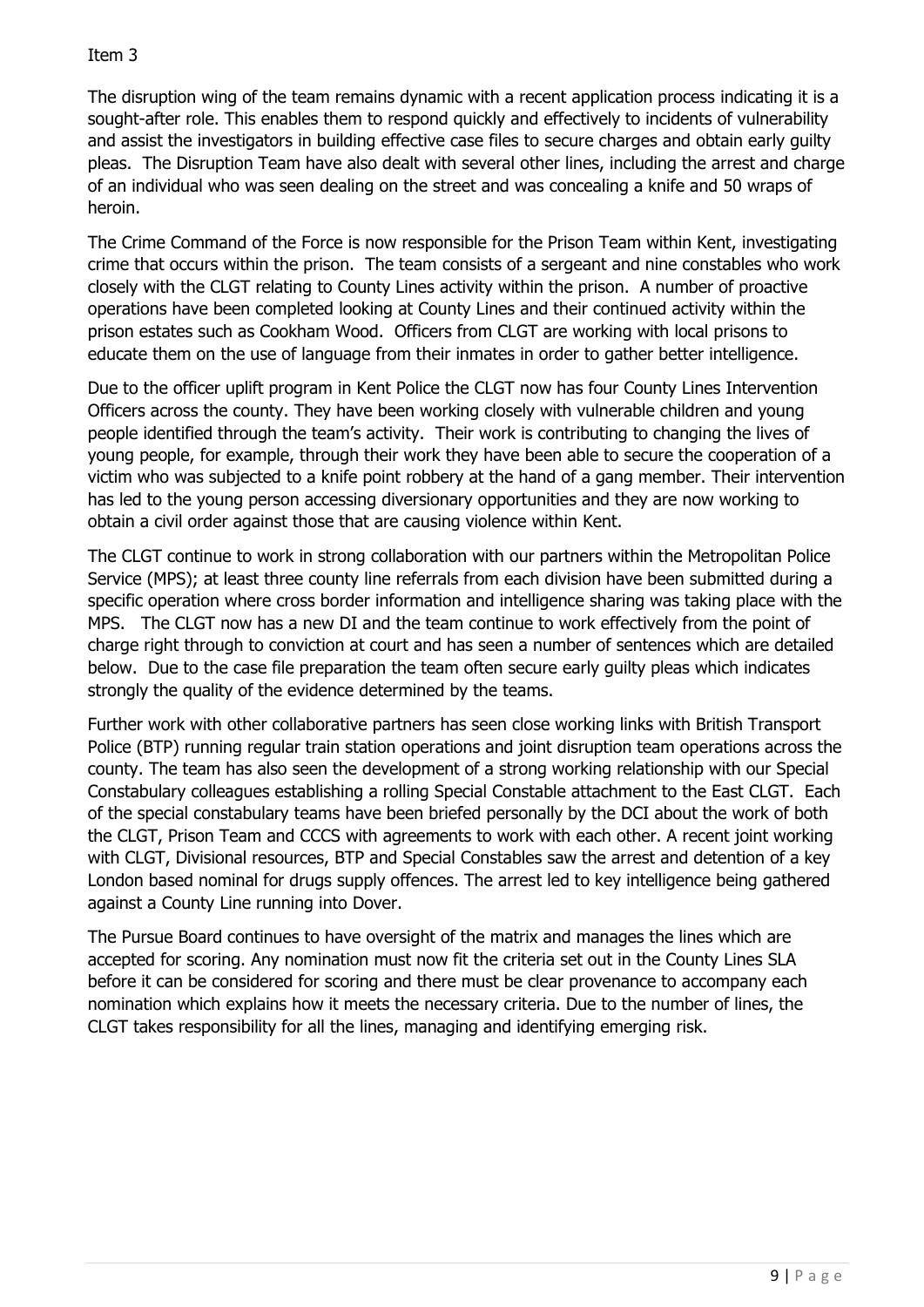Item 3

The disruption wing of the team remains dynamic with a recent application process indicating it is a sought-after role. This enables them to respond quickly and effectively to incidents of vulnerability and assist the investigators in building effective case files to secure charges and obtain early guilty pleas. The Disruption Team have also dealt with several other lines, including the arrest and charge of an individual who was seen dealing on the street and was concealing a knife and 50 wraps of heroin.

The Crime Command of the Force is now responsible for the Prison Team within Kent, investigating crime that occurs within the prison. The team consists of a sergeant and nine constables who work closely with the CLGT relating to County Lines activity within the prison. A number of proactive operations have been completed looking at County Lines and their continued activity within the prison estates such as Cookham Wood. Officers from CLGT are working with local prisons to educate them on the use of language from their inmates in order to gather better intelligence.

Due to the officer uplift program in Kent Police the CLGT now has four County Lines Intervention Officers across the county. They have been working closely with vulnerable children and young people identified through the team's activity. Their work is contributing to changing the lives of young people, for example, through their work they have been able to secure the cooperation of a victim who was subjected to a knife point robbery at the hand of a gang member. Their intervention has led to the young person accessing diversionary opportunities and they are now working to obtain a civil order against those that are causing violence within Kent.

The CLGT continue to work in strong collaboration with our partners within the Metropolitan Police Service (MPS); at least three county line referrals from each division have been submitted during a specific operation where cross border information and intelligence sharing was taking place with the MPS. The CLGT now has a new DI and the team continue to work effectively from the point of charge right through to conviction at court and has seen a number of sentences which are detailed below. Due to the case file preparation the team often secure early guilty pleas which indicates strongly the quality of the evidence determined by the teams.

Further work with other collaborative partners has seen close working links with British Transport Police (BTP) running regular train station operations and joint disruption team operations across the county. The team has also seen the development of a strong working relationship with our Special Constabulary colleagues establishing a rolling Special Constable attachment to the East CLGT. Each of the special constabulary teams have been briefed personally by the DCI about the work of both the CLGT, Prison Team and CCCS with agreements to work with each other. A recent joint working with CLGT, Divisional resources, BTP and Special Constables saw the arrest and detention of a key London based nominal for drugs supply offences. The arrest led to key intelligence being gathered against a County Line running into Dover.

The Pursue Board continues to have oversight of the matrix and manages the lines which are accepted for scoring. Any nomination must now fit the criteria set out in the County Lines SLA before it can be considered for scoring and there must be clear provenance to accompany each nomination which explains how it meets the necessary criteria. Due to the number of lines, the CLGT takes responsibility for all the lines, managing and identifying emerging risk.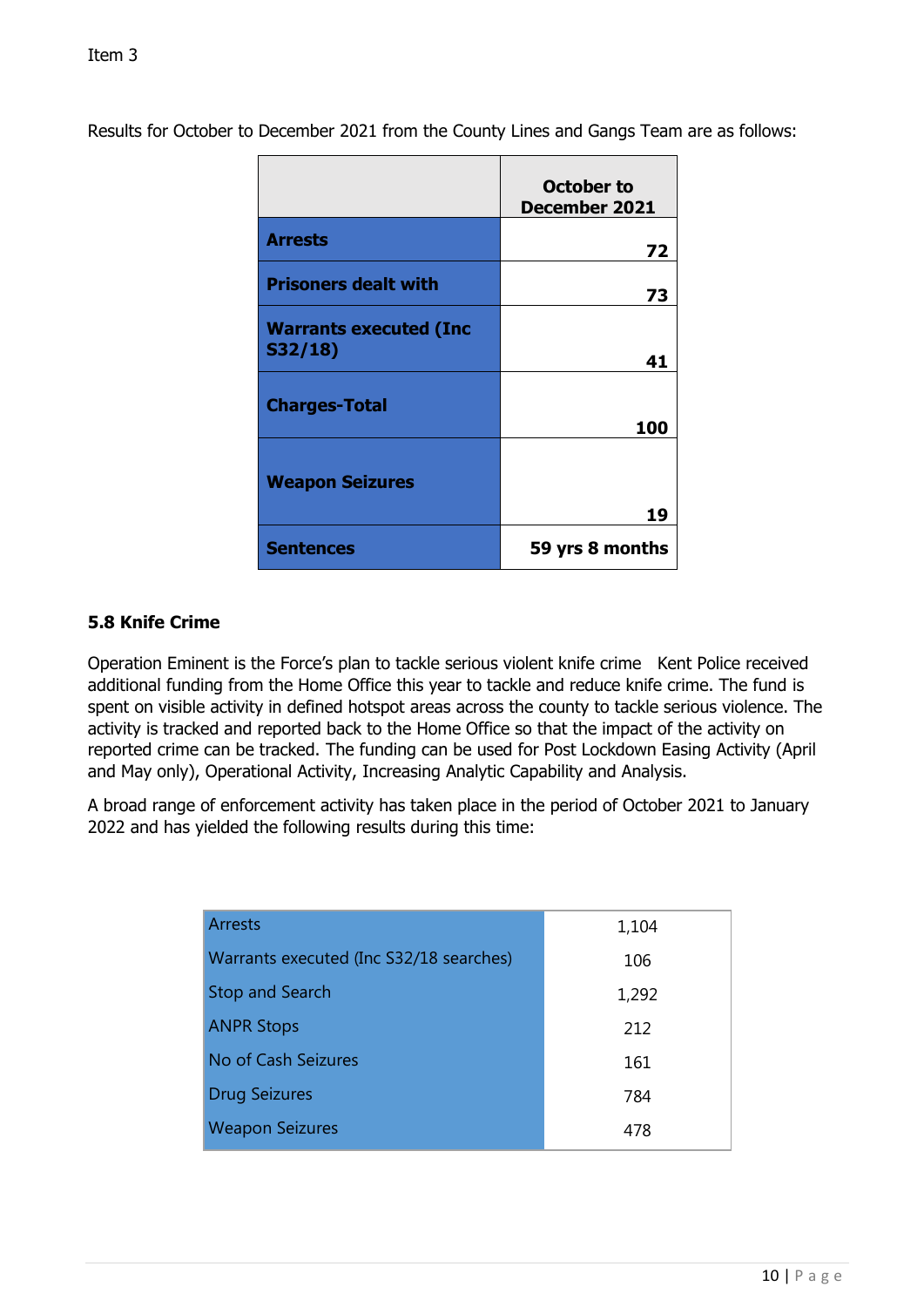Results for October to December 2021 from the County Lines and Gangs Team are as follows:

| | October to December 2021 |
|---|---|
| **Arrests** | **72** |
| **Prisoners dealt with** | **73** |
| **Warrants executed (Inc S32/18)** | **41** |
| **Charges-Total** | **100** |
| **Weapon Seizures** | **19** |
| **Sentences** | **59 yrs 8 months** |

### 5.8 Knife Crime

Operation Eminent is the Force's plan to tackle serious violent knife crime  Kent Police received additional funding from the Home Office this year to tackle and reduce knife crime. The fund is spent on visible activity in defined hotspot areas across the county to tackle serious violence. The activity is tracked and reported back to the Home Office so that the impact of the activity on reported crime can be tracked. The funding can be used for Post Lockdown Easing Activity (April and May only), Operational Activity, Increasing Analytic Capability and Analysis.

A broad range of enforcement activity has taken place in the period of October 2021 to January 2022 and has yielded the following results during this time:

| | |
|---|---|
| Arrests | 1,104 |
| Warrants executed (Inc S32/18 searches) | 106 |
| Stop and Search | 1,292 |
| ANPR Stops | 212 |
| No of Cash Seizures | 161 |
| Drug Seizures | 784 |
| Weapon Seizures | 478 |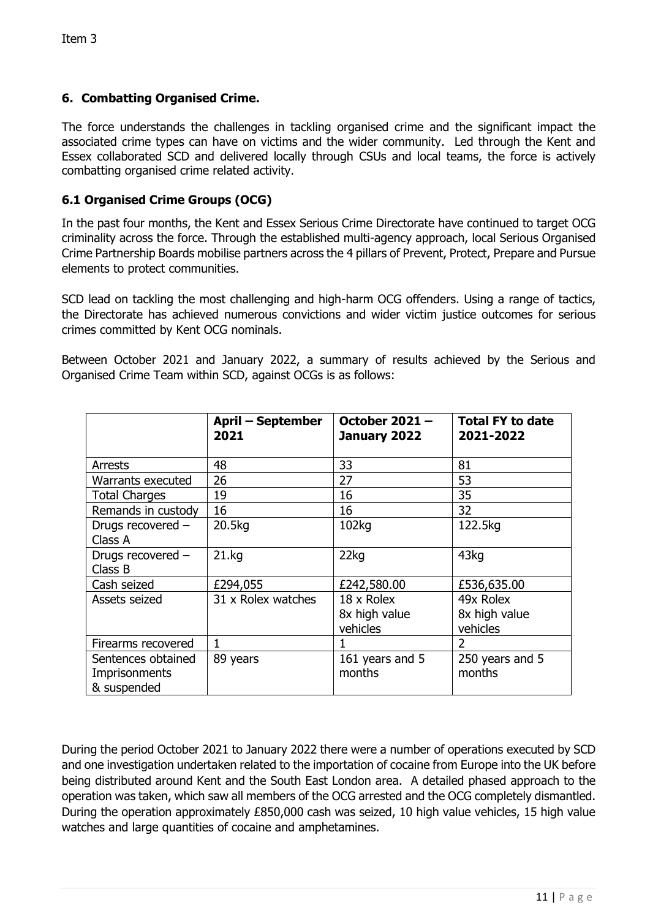Item 3

## 6. Combatting Organised Crime.

The force understands the challenges in tackling organised crime and the significant impact the associated crime types can have on victims and the wider community. Led through the Kent and Essex collaborated SCD and delivered locally through CSUs and local teams, the force is actively combatting organised crime related activity.

### 6.1 Organised Crime Groups (OCG)

In the past four months, the Kent and Essex Serious Crime Directorate have continued to target OCG criminality across the force. Through the established multi-agency approach, local Serious Organised Crime Partnership Boards mobilise partners across the 4 pillars of Prevent, Protect, Prepare and Pursue elements to protect communities.

SCD lead on tackling the most challenging and high-harm OCG offenders. Using a range of tactics, the Directorate has achieved numerous convictions and wider victim justice outcomes for serious crimes committed by Kent OCG nominals.

Between October 2021 and January 2022, a summary of results achieved by the Serious and Organised Crime Team within SCD, against OCGs is as follows:

| | **April – September 2021** | **October 2021 – January 2022** | **Total FY to date 2021-2022** |
|---|---|---|---|
| Arrests | 48 | 33 | 81 |
| Warrants executed | 26 | 27 | 53 |
| Total Charges | 19 | 16 | 35 |
| Remands in custody | 16 | 16 | 32 |
| Drugs recovered – Class A | 20.5kg | 102kg | 122.5kg |
| Drugs recovered – Class B | 21.kg | 22kg | 43kg |
| Cash seized | £294,055 | £242,580.00 | £536,635.00 |
| Assets seized | 31 x Rolex watches | 18 x Rolex<br>8x high value vehicles | 49x Rolex<br>8x high value vehicles |
| Firearms recovered | 1 | 1 | 2 |
| Sentences obtained Imprisonments & suspended | 89 years | 161 years and 5 months | 250 years and 5 months |

During the period October 2021 to January 2022 there were a number of operations executed by SCD and one investigation undertaken related to the importation of cocaine from Europe into the UK before being distributed around Kent and the South East London area. A detailed phased approach to the operation was taken, which saw all members of the OCG arrested and the OCG completely dismantled. During the operation approximately £850,000 cash was seized, 10 high value vehicles, 15 high value watches and large quantities of cocaine and amphetamines.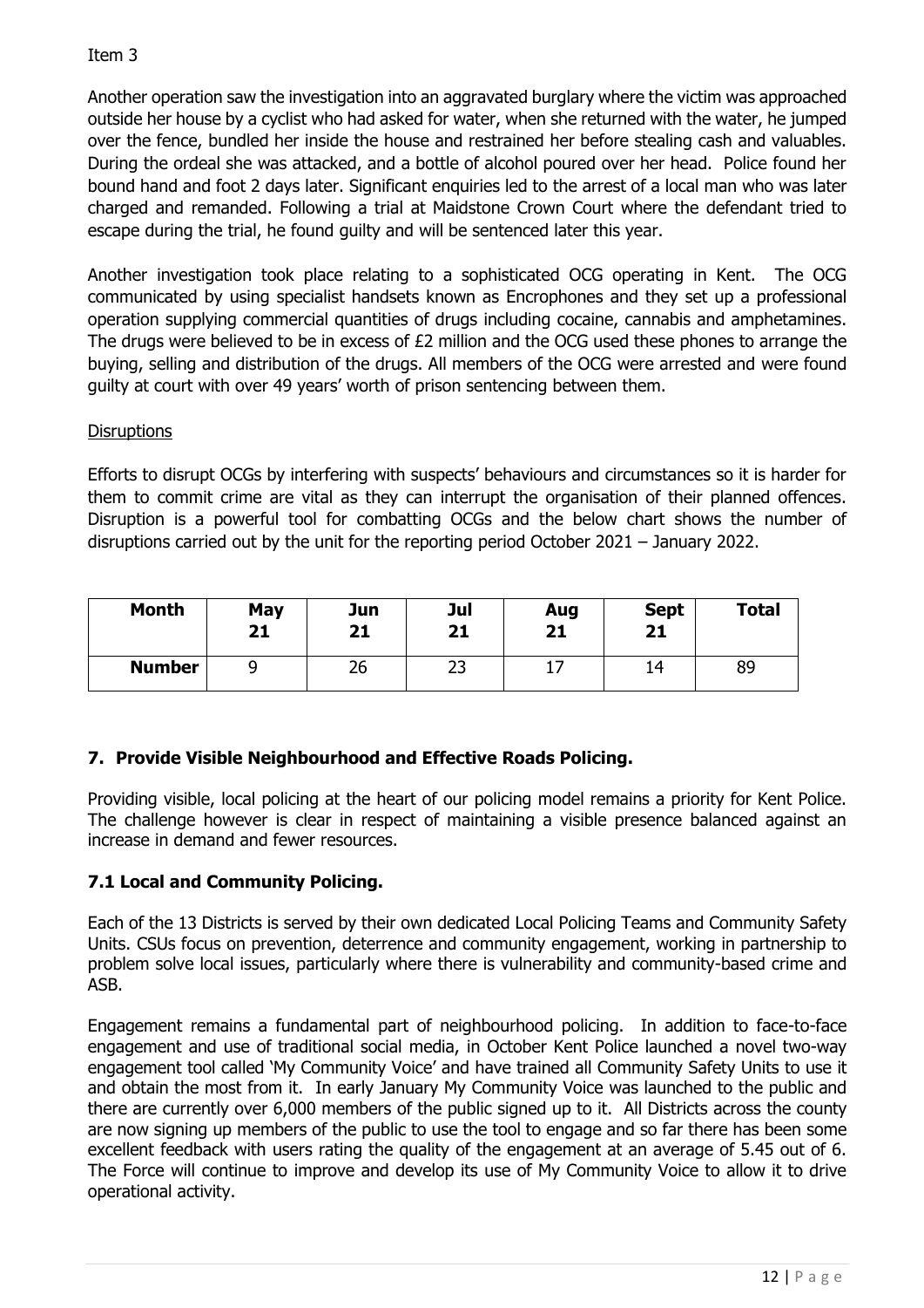Item 3

Another operation saw the investigation into an aggravated burglary where the victim was approached outside her house by a cyclist who had asked for water, when she returned with the water, he jumped over the fence, bundled her inside the house and restrained her before stealing cash and valuables. During the ordeal she was attacked, and a bottle of alcohol poured over her head. Police found her bound hand and foot 2 days later. Significant enquiries led to the arrest of a local man who was later charged and remanded. Following a trial at Maidstone Crown Court where the defendant tried to escape during the trial, he found guilty and will be sentenced later this year.

Another investigation took place relating to a sophisticated OCG operating in Kent. The OCG communicated by using specialist handsets known as Encrophones and they set up a professional operation supplying commercial quantities of drugs including cocaine, cannabis and amphetamines. The drugs were believed to be in excess of £2 million and the OCG used these phones to arrange the buying, selling and distribution of the drugs. All members of the OCG were arrested and were found guilty at court with over 49 years' worth of prison sentencing between them.

Disruptions

Efforts to disrupt OCGs by interfering with suspects' behaviours and circumstances so it is harder for them to commit crime are vital as they can interrupt the organisation of their planned offences. Disruption is a powerful tool for combatting OCGs and the below chart shows the number of disruptions carried out by the unit for the reporting period October 2021 – January 2022.

| Month | May 21 | Jun 21 | Jul 21 | Aug 21 | Sept 21 | Total |
|---|---|---|---|---|---|---|
| Number | 9 | 26 | 23 | 17 | 14 | 89 |

## 7. Provide Visible Neighbourhood and Effective Roads Policing.

Providing visible, local policing at the heart of our policing model remains a priority for Kent Police. The challenge however is clear in respect of maintaining a visible presence balanced against an increase in demand and fewer resources.

### 7.1 Local and Community Policing.

Each of the 13 Districts is served by their own dedicated Local Policing Teams and Community Safety Units. CSUs focus on prevention, deterrence and community engagement, working in partnership to problem solve local issues, particularly where there is vulnerability and community-based crime and ASB.

Engagement remains a fundamental part of neighbourhood policing. In addition to face-to-face engagement and use of traditional social media, in October Kent Police launched a novel two-way engagement tool called 'My Community Voice' and have trained all Community Safety Units to use it and obtain the most from it. In early January My Community Voice was launched to the public and there are currently over 6,000 members of the public signed up to it. All Districts across the county are now signing up members of the public to use the tool to engage and so far there has been some excellent feedback with users rating the quality of the engagement at an average of 5.45 out of 6. The Force will continue to improve and develop its use of My Community Voice to allow it to drive operational activity.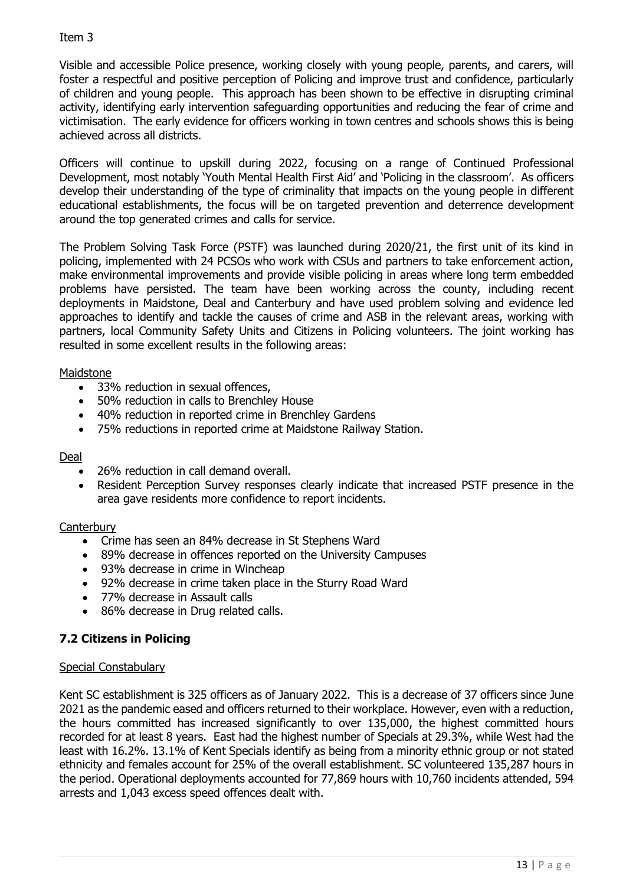Item 3

Visible and accessible Police presence, working closely with young people, parents, and carers, will foster a respectful and positive perception of Policing and improve trust and confidence, particularly of children and young people. This approach has been shown to be effective in disrupting criminal activity, identifying early intervention safeguarding opportunities and reducing the fear of crime and victimisation. The early evidence for officers working in town centres and schools shows this is being achieved across all districts.

Officers will continue to upskill during 2022, focusing on a range of Continued Professional Development, most notably 'Youth Mental Health First Aid' and 'Policing in the classroom'. As officers develop their understanding of the type of criminality that impacts on the young people in different educational establishments, the focus will be on targeted prevention and deterrence development around the top generated crimes and calls for service.

The Problem Solving Task Force (PSTF) was launched during 2020/21, the first unit of its kind in policing, implemented with 24 PCSOs who work with CSUs and partners to take enforcement action, make environmental improvements and provide visible policing in areas where long term embedded problems have persisted. The team have been working across the county, including recent deployments in Maidstone, Deal and Canterbury and have used problem solving and evidence led approaches to identify and tackle the causes of crime and ASB in the relevant areas, working with partners, local Community Safety Units and Citizens in Policing volunteers. The joint working has resulted in some excellent results in the following areas:

Maidstone

- 33% reduction in sexual offences,
- 50% reduction in calls to Brenchley House
- 40% reduction in reported crime in Brenchley Gardens
- 75% reductions in reported crime at Maidstone Railway Station.

Deal

- 26% reduction in call demand overall.
- Resident Perception Survey responses clearly indicate that increased PSTF presence in the area gave residents more confidence to report incidents.

Canterbury

- Crime has seen an 84% decrease in St Stephens Ward
- 89% decrease in offences reported on the University Campuses
- 93% decrease in crime in Wincheap
- 92% decrease in crime taken place in the Sturry Road Ward
- 77% decrease in Assault calls
- 86% decrease in Drug related calls.

### 7.2 Citizens in Policing

Special Constabulary

Kent SC establishment is 325 officers as of January 2022. This is a decrease of 37 officers since June 2021 as the pandemic eased and officers returned to their workplace. However, even with a reduction, the hours committed has increased significantly to over 135,000, the highest committed hours recorded for at least 8 years. East had the highest number of Specials at 29.3%, while West had the least with 16.2%. 13.1% of Kent Specials identify as being from a minority ethnic group or not stated ethnicity and females account for 25% of the overall establishment. SC volunteered 135,287 hours in the period. Operational deployments accounted for 77,869 hours with 10,760 incidents attended, 594 arrests and 1,043 excess speed offences dealt with.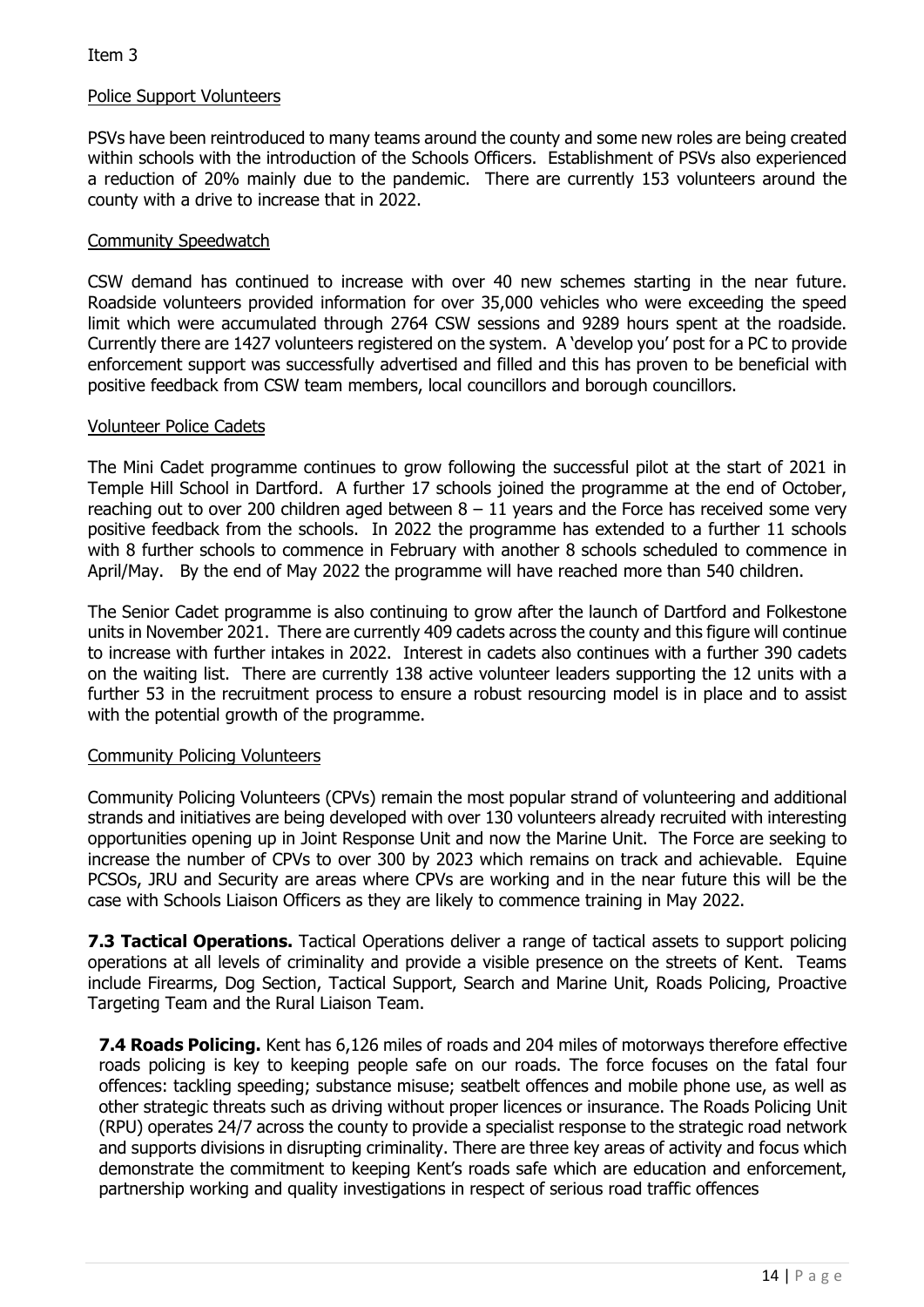Item 3

Police Support Volunteers

PSVs have been reintroduced to many teams around the county and some new roles are being created within schools with the introduction of the Schools Officers. Establishment of PSVs also experienced a reduction of 20% mainly due to the pandemic. There are currently 153 volunteers around the county with a drive to increase that in 2022.

Community Speedwatch

CSW demand has continued to increase with over 40 new schemes starting in the near future. Roadside volunteers provided information for over 35,000 vehicles who were exceeding the speed limit which were accumulated through 2764 CSW sessions and 9289 hours spent at the roadside. Currently there are 1427 volunteers registered on the system. A 'develop you' post for a PC to provide enforcement support was successfully advertised and filled and this has proven to be beneficial with positive feedback from CSW team members, local councillors and borough councillors.

Volunteer Police Cadets

The Mini Cadet programme continues to grow following the successful pilot at the start of 2021 in Temple Hill School in Dartford. A further 17 schools joined the programme at the end of October, reaching out to over 200 children aged between 8 – 11 years and the Force has received some very positive feedback from the schools. In 2022 the programme has extended to a further 11 schools with 8 further schools to commence in February with another 8 schools scheduled to commence in April/May. By the end of May 2022 the programme will have reached more than 540 children.

The Senior Cadet programme is also continuing to grow after the launch of Dartford and Folkestone units in November 2021. There are currently 409 cadets across the county and this figure will continue to increase with further intakes in 2022. Interest in cadets also continues with a further 390 cadets on the waiting list. There are currently 138 active volunteer leaders supporting the 12 units with a further 53 in the recruitment process to ensure a robust resourcing model is in place and to assist with the potential growth of the programme.

Community Policing Volunteers

Community Policing Volunteers (CPVs) remain the most popular strand of volunteering and additional strands and initiatives are being developed with over 130 volunteers already recruited with interesting opportunities opening up in Joint Response Unit and now the Marine Unit. The Force are seeking to increase the number of CPVs to over 300 by 2023 which remains on track and achievable. Equine PCSOs, JRU and Security are areas where CPVs are working and in the near future this will be the case with Schools Liaison Officers as they are likely to commence training in May 2022.

**7.3 Tactical Operations.** Tactical Operations deliver a range of tactical assets to support policing operations at all levels of criminality and provide a visible presence on the streets of Kent. Teams include Firearms, Dog Section, Tactical Support, Search and Marine Unit, Roads Policing, Proactive Targeting Team and the Rural Liaison Team.

**7.4 Roads Policing.** Kent has 6,126 miles of roads and 204 miles of motorways therefore effective roads policing is key to keeping people safe on our roads. The force focuses on the fatal four offences: tackling speeding; substance misuse; seatbelt offences and mobile phone use, as well as other strategic threats such as driving without proper licences or insurance. The Roads Policing Unit (RPU) operates 24/7 across the county to provide a specialist response to the strategic road network and supports divisions in disrupting criminality. There are three key areas of activity and focus which demonstrate the commitment to keeping Kent's roads safe which are education and enforcement, partnership working and quality investigations in respect of serious road traffic offences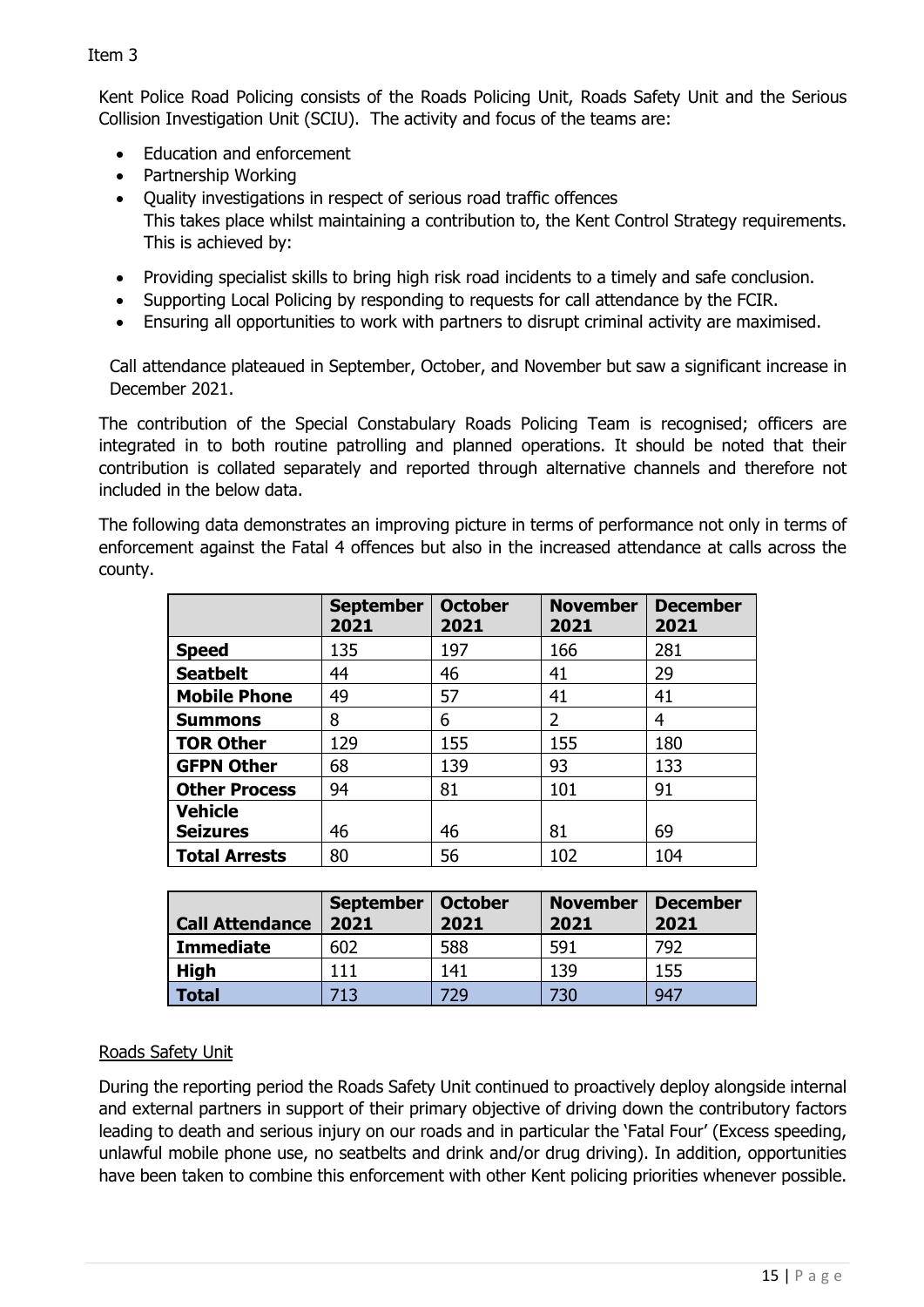Item 3

Kent Police Road Policing consists of the Roads Policing Unit, Roads Safety Unit and the Serious Collision Investigation Unit (SCIU). The activity and focus of the teams are:

- Education and enforcement
- Partnership Working
- Quality investigations in respect of serious road traffic offences
  This takes place whilst maintaining a contribution to, the Kent Control Strategy requirements. This is achieved by:

- Providing specialist skills to bring high risk road incidents to a timely and safe conclusion.
- Supporting Local Policing by responding to requests for call attendance by the FCIR.
- Ensuring all opportunities to work with partners to disrupt criminal activity are maximised.

Call attendance plateaued in September, October, and November but saw a significant increase in December 2021.

The contribution of the Special Constabulary Roads Policing Team is recognised; officers are integrated in to both routine patrolling and planned operations. It should be noted that their contribution is collated separately and reported through alternative channels and therefore not included in the below data.

The following data demonstrates an improving picture in terms of performance not only in terms of enforcement against the Fatal 4 offences but also in the increased attendance at calls across the county.

| | **September 2021** | **October 2021** | **November 2021** | **December 2021** |
|---|---|---|---|---|
| **Speed** | 135 | 197 | 166 | 281 |
| **Seatbelt** | 44 | 46 | 41 | 29 |
| **Mobile Phone** | 49 | 57 | 41 | 41 |
| **Summons** | 8 | 6 | 2 | 4 |
| **TOR Other** | 129 | 155 | 155 | 180 |
| **GFPN Other** | 68 | 139 | 93 | 133 |
| **Other Process** | 94 | 81 | 101 | 91 |
| **Vehicle Seizures** | 46 | 46 | 81 | 69 |
| **Total Arrests** | 80 | 56 | 102 | 104 |

| **Call Attendance** | **September 2021** | **October 2021** | **November 2021** | **December 2021** |
|---|---|---|---|---|
| **Immediate** | 602 | 588 | 591 | 792 |
| **High** | 111 | 141 | 139 | 155 |
| **Total** | 713 | 729 | 730 | 947 |

## Roads Safety Unit

During the reporting period the Roads Safety Unit continued to proactively deploy alongside internal and external partners in support of their primary objective of driving down the contributory factors leading to death and serious injury on our roads and in particular the 'Fatal Four' (Excess speeding, unlawful mobile phone use, no seatbelts and drink and/or drug driving). In addition, opportunities have been taken to combine this enforcement with other Kent policing priorities whenever possible.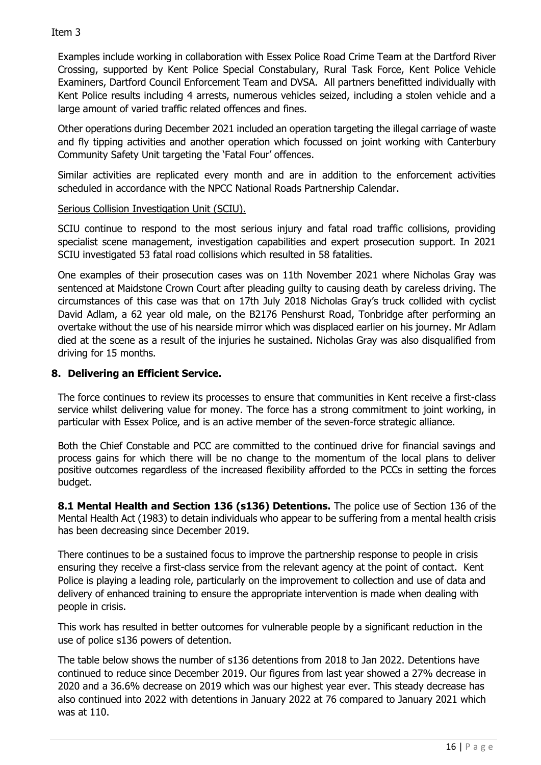Item 3

Examples include working in collaboration with Essex Police Road Crime Team at the Dartford River Crossing, supported by Kent Police Special Constabulary, Rural Task Force, Kent Police Vehicle Examiners, Dartford Council Enforcement Team and DVSA. All partners benefitted individually with Kent Police results including 4 arrests, numerous vehicles seized, including a stolen vehicle and a large amount of varied traffic related offences and fines.

Other operations during December 2021 included an operation targeting the illegal carriage of waste and fly tipping activities and another operation which focussed on joint working with Canterbury Community Safety Unit targeting the 'Fatal Four' offences.

Similar activities are replicated every month and are in addition to the enforcement activities scheduled in accordance with the NPCC National Roads Partnership Calendar.

Serious Collision Investigation Unit (SCIU).

SCIU continue to respond to the most serious injury and fatal road traffic collisions, providing specialist scene management, investigation capabilities and expert prosecution support. In 2021 SCIU investigated 53 fatal road collisions which resulted in 58 fatalities.

One examples of their prosecution cases was on 11th November 2021 where Nicholas Gray was sentenced at Maidstone Crown Court after pleading guilty to causing death by careless driving. The circumstances of this case was that on 17th July 2018 Nicholas Gray's truck collided with cyclist David Adlam, a 62 year old male, on the B2176 Penshurst Road, Tonbridge after performing an overtake without the use of his nearside mirror which was displaced earlier on his journey. Mr Adlam died at the scene as a result of the injuries he sustained. Nicholas Gray was also disqualified from driving for 15 months.

## 8. Delivering an Efficient Service.

The force continues to review its processes to ensure that communities in Kent receive a first-class service whilst delivering value for money. The force has a strong commitment to joint working, in particular with Essex Police, and is an active member of the seven-force strategic alliance.

Both the Chief Constable and PCC are committed to the continued drive for financial savings and process gains for which there will be no change to the momentum of the local plans to deliver positive outcomes regardless of the increased flexibility afforded to the PCCs in setting the forces budget.

**8.1 Mental Health and Section 136 (s136) Detentions.** The police use of Section 136 of the Mental Health Act (1983) to detain individuals who appear to be suffering from a mental health crisis has been decreasing since December 2019.

There continues to be a sustained focus to improve the partnership response to people in crisis ensuring they receive a first-class service from the relevant agency at the point of contact. Kent Police is playing a leading role, particularly on the improvement to collection and use of data and delivery of enhanced training to ensure the appropriate intervention is made when dealing with people in crisis.

This work has resulted in better outcomes for vulnerable people by a significant reduction in the use of police s136 powers of detention.

The table below shows the number of s136 detentions from 2018 to Jan 2022. Detentions have continued to reduce since December 2019. Our figures from last year showed a 27% decrease in 2020 and a 36.6% decrease on 2019 which was our highest year ever. This steady decrease has also continued into 2022 with detentions in January 2022 at 76 compared to January 2021 which was at 110.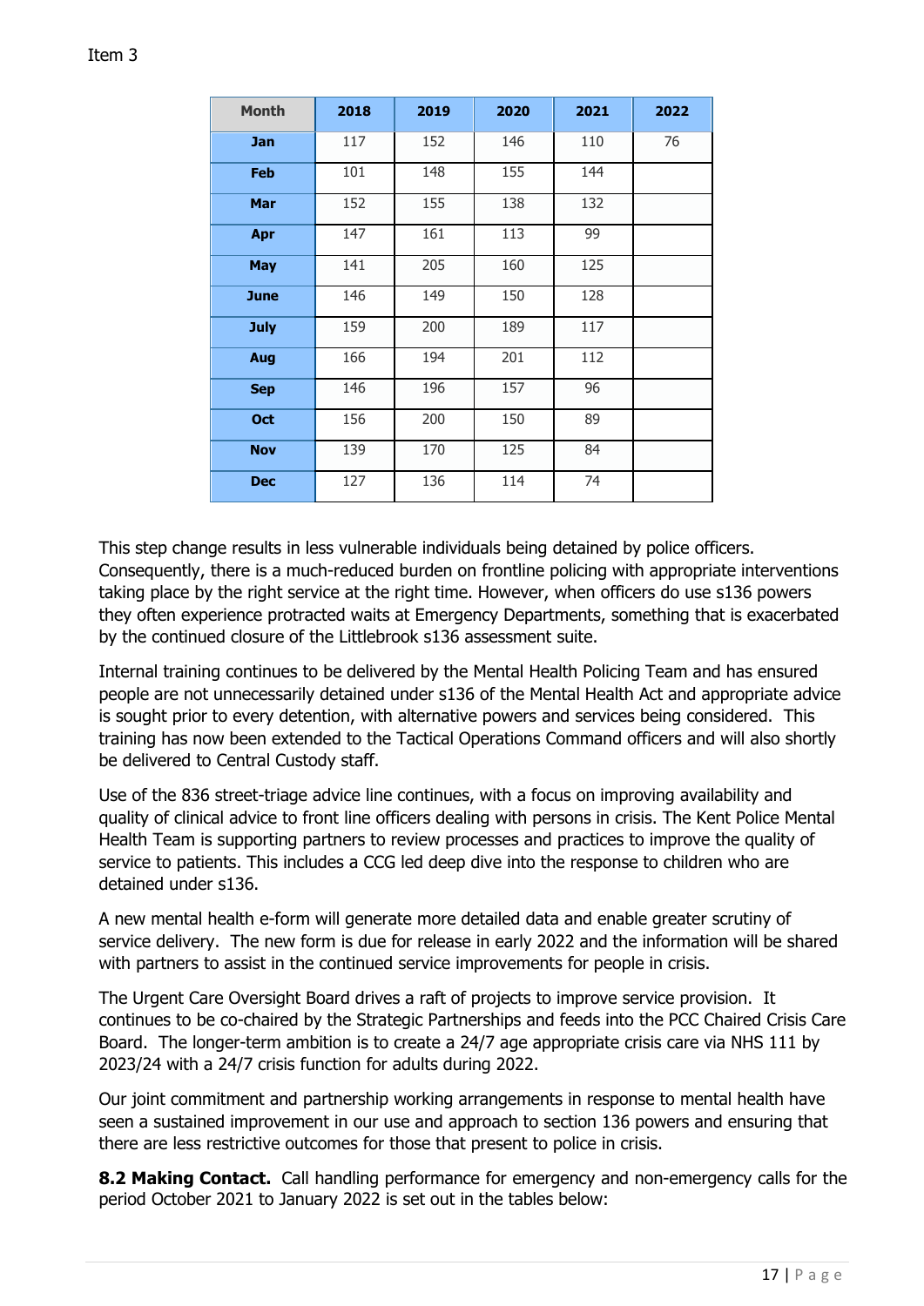Item 3

| Month | 2018 | 2019 | 2020 | 2021 | 2022 |
|---|---|---|---|---|---|
| Jan | 117 | 152 | 146 | 110 | 76 |
| Feb | 101 | 148 | 155 | 144 | |
| Mar | 152 | 155 | 138 | 132 | |
| Apr | 147 | 161 | 113 | 99 | |
| May | 141 | 205 | 160 | 125 | |
| June | 146 | 149 | 150 | 128 | |
| July | 159 | 200 | 189 | 117 | |
| Aug | 166 | 194 | 201 | 112 | |
| Sep | 146 | 196 | 157 | 96 | |
| Oct | 156 | 200 | 150 | 89 | |
| Nov | 139 | 170 | 125 | 84 | |
| Dec | 127 | 136 | 114 | 74 | |

This step change results in less vulnerable individuals being detained by police officers. Consequently, there is a much-reduced burden on frontline policing with appropriate interventions taking place by the right service at the right time. However, when officers do use s136 powers they often experience protracted waits at Emergency Departments, something that is exacerbated by the continued closure of the Littlebrook s136 assessment suite.

Internal training continues to be delivered by the Mental Health Policing Team and has ensured people are not unnecessarily detained under s136 of the Mental Health Act and appropriate advice is sought prior to every detention, with alternative powers and services being considered. This training has now been extended to the Tactical Operations Command officers and will also shortly be delivered to Central Custody staff.

Use of the 836 street-triage advice line continues, with a focus on improving availability and quality of clinical advice to front line officers dealing with persons in crisis. The Kent Police Mental Health Team is supporting partners to review processes and practices to improve the quality of service to patients. This includes a CCG led deep dive into the response to children who are detained under s136.

A new mental health e-form will generate more detailed data and enable greater scrutiny of service delivery. The new form is due for release in early 2022 and the information will be shared with partners to assist in the continued service improvements for people in crisis.

The Urgent Care Oversight Board drives a raft of projects to improve service provision. It continues to be co-chaired by the Strategic Partnerships and feeds into the PCC Chaired Crisis Care Board. The longer-term ambition is to create a 24/7 age appropriate crisis care via NHS 111 by 2023/24 with a 24/7 crisis function for adults during 2022.

Our joint commitment and partnership working arrangements in response to mental health have seen a sustained improvement in our use and approach to section 136 powers and ensuring that there are less restrictive outcomes for those that present to police in crisis.

**8.2 Making Contact.** Call handling performance for emergency and non-emergency calls for the period October 2021 to January 2022 is set out in the tables below: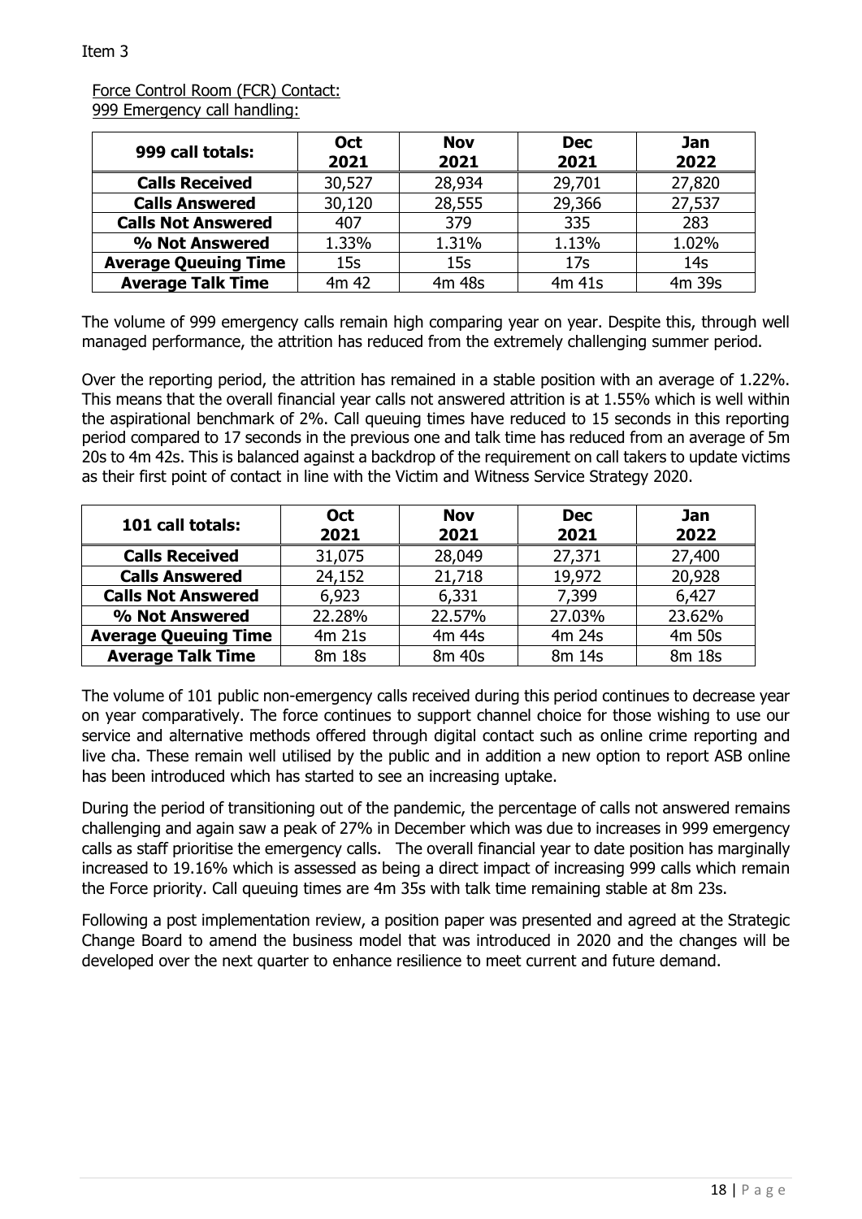Item 3

Force Control Room (FCR) Contact:
999 Emergency call handling:

| 999 call totals: | Oct 2021 | Nov 2021 | Dec 2021 | Jan 2022 |
|---|---|---|---|---|
| **Calls Received** | 30,527 | 28,934 | 29,701 | 27,820 |
| **Calls Answered** | 30,120 | 28,555 | 29,366 | 27,537 |
| **Calls Not Answered** | 407 | 379 | 335 | 283 |
| **% Not Answered** | 1.33% | 1.31% | 1.13% | 1.02% |
| **Average Queuing Time** | 15s | 15s | 17s | 14s |
| **Average Talk Time** | 4m 42 | 4m 48s | 4m 41s | 4m 39s |

The volume of 999 emergency calls remain high comparing year on year. Despite this, through well managed performance, the attrition has reduced from the extremely challenging summer period.

Over the reporting period, the attrition has remained in a stable position with an average of 1.22%. This means that the overall financial year calls not answered attrition is at 1.55% which is well within the aspirational benchmark of 2%. Call queuing times have reduced to 15 seconds in this reporting period compared to 17 seconds in the previous one and talk time has reduced from an average of 5m 20s to 4m 42s. This is balanced against a backdrop of the requirement on call takers to update victims as their first point of contact in line with the Victim and Witness Service Strategy 2020.

| 101 call totals: | Oct 2021 | Nov 2021 | Dec 2021 | Jan 2022 |
|---|---|---|---|---|
| **Calls Received** | 31,075 | 28,049 | 27,371 | 27,400 |
| **Calls Answered** | 24,152 | 21,718 | 19,972 | 20,928 |
| **Calls Not Answered** | 6,923 | 6,331 | 7,399 | 6,427 |
| **% Not Answered** | 22.28% | 22.57% | 27.03% | 23.62% |
| **Average Queuing Time** | 4m 21s | 4m 44s | 4m 24s | 4m 50s |
| **Average Talk Time** | 8m 18s | 8m 40s | 8m 14s | 8m 18s |

The volume of 101 public non-emergency calls received during this period continues to decrease year on year comparatively. The force continues to support channel choice for those wishing to use our service and alternative methods offered through digital contact such as online crime reporting and live cha. These remain well utilised by the public and in addition a new option to report ASB online has been introduced which has started to see an increasing uptake.

During the period of transitioning out of the pandemic, the percentage of calls not answered remains challenging and again saw a peak of 27% in December which was due to increases in 999 emergency calls as staff prioritise the emergency calls. The overall financial year to date position has marginally increased to 19.16% which is assessed as being a direct impact of increasing 999 calls which remain the Force priority. Call queuing times are 4m 35s with talk time remaining stable at 8m 23s.

Following a post implementation review, a position paper was presented and agreed at the Strategic Change Board to amend the business model that was introduced in 2020 and the changes will be developed over the next quarter to enhance resilience to meet current and future demand.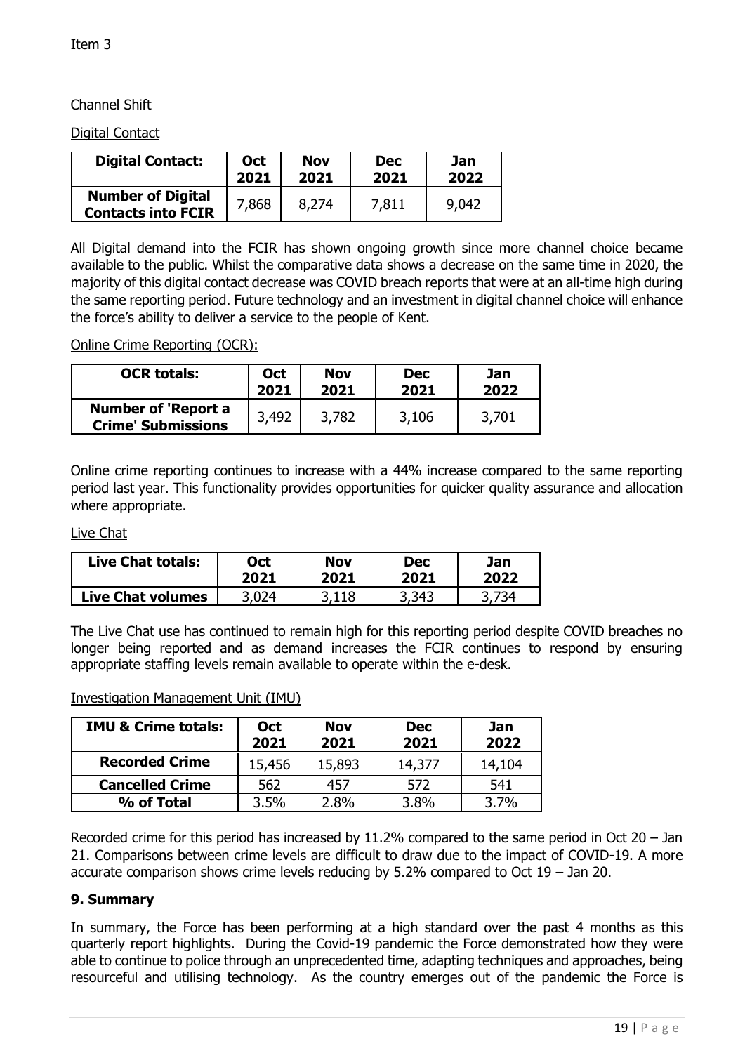Item 3

Channel Shift

Digital Contact

| Digital Contact: | Oct 2021 | Nov 2021 | Dec 2021 | Jan 2022 |
|---|---|---|---|---|
| **Number of Digital Contacts into FCIR** | 7,868 | 8,274 | 7,811 | 9,042 |

All Digital demand into the FCIR has shown ongoing growth since more channel choice became available to the public. Whilst the comparative data shows a decrease on the same time in 2020, the majority of this digital contact decrease was COVID breach reports that were at an all-time high during the same reporting period. Future technology and an investment in digital channel choice will enhance the force's ability to deliver a service to the people of Kent.

Online Crime Reporting (OCR):

| OCR totals: | Oct 2021 | Nov 2021 | Dec 2021 | Jan 2022 |
|---|---|---|---|---|
| **Number of 'Report a Crime' Submissions** | 3,492 | 3,782 | 3,106 | 3,701 |

Online crime reporting continues to increase with a 44% increase compared to the same reporting period last year. This functionality provides opportunities for quicker quality assurance and allocation where appropriate.

Live Chat

| Live Chat totals: | Oct 2021 | Nov 2021 | Dec 2021 | Jan 2022 |
|---|---|---|---|---|
| **Live Chat volumes** | 3,024 | 3,118 | 3,343 | 3,734 |

The Live Chat use has continued to remain high for this reporting period despite COVID breaches no longer being reported and as demand increases the FCIR continues to respond by ensuring appropriate staffing levels remain available to operate within the e-desk.

Investigation Management Unit (IMU)

| IMU & Crime totals: | Oct 2021 | Nov 2021 | Dec 2021 | Jan 2022 |
|---|---|---|---|---|
| **Recorded Crime** | 15,456 | 15,893 | 14,377 | 14,104 |
| **Cancelled Crime** | 562 | 457 | 572 | 541 |
| **% of Total** | 3.5% | 2.8% | 3.8% | 3.7% |

Recorded crime for this period has increased by 11.2% compared to the same period in Oct 20 – Jan 21. Comparisons between crime levels are difficult to draw due to the impact of COVID-19. A more accurate comparison shows crime levels reducing by 5.2% compared to Oct 19 – Jan 20.

## 9. Summary

In summary, the Force has been performing at a high standard over the past 4 months as this quarterly report highlights. During the Covid-19 pandemic the Force demonstrated how they were able to continue to police through an unprecedented time, adapting techniques and approaches, being resourceful and utilising technology. As the country emerges out of the pandemic the Force is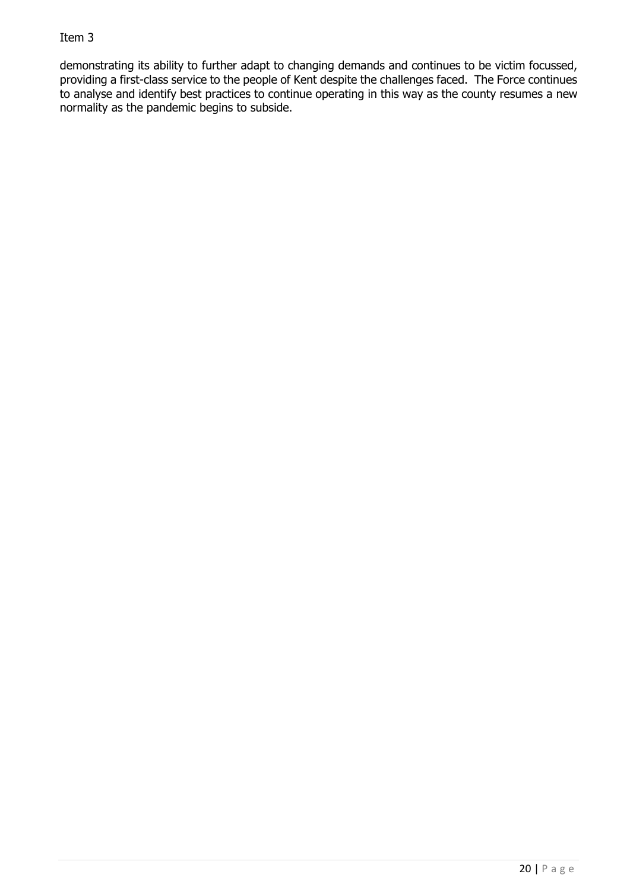demonstrating its ability to further adapt to changing demands and continues to be victim focussed, providing a first-class service to the people of Kent despite the challenges faced. The Force continues to analyse and identify best practices to continue operating in this way as the county resumes a new normality as the pandemic begins to subside.